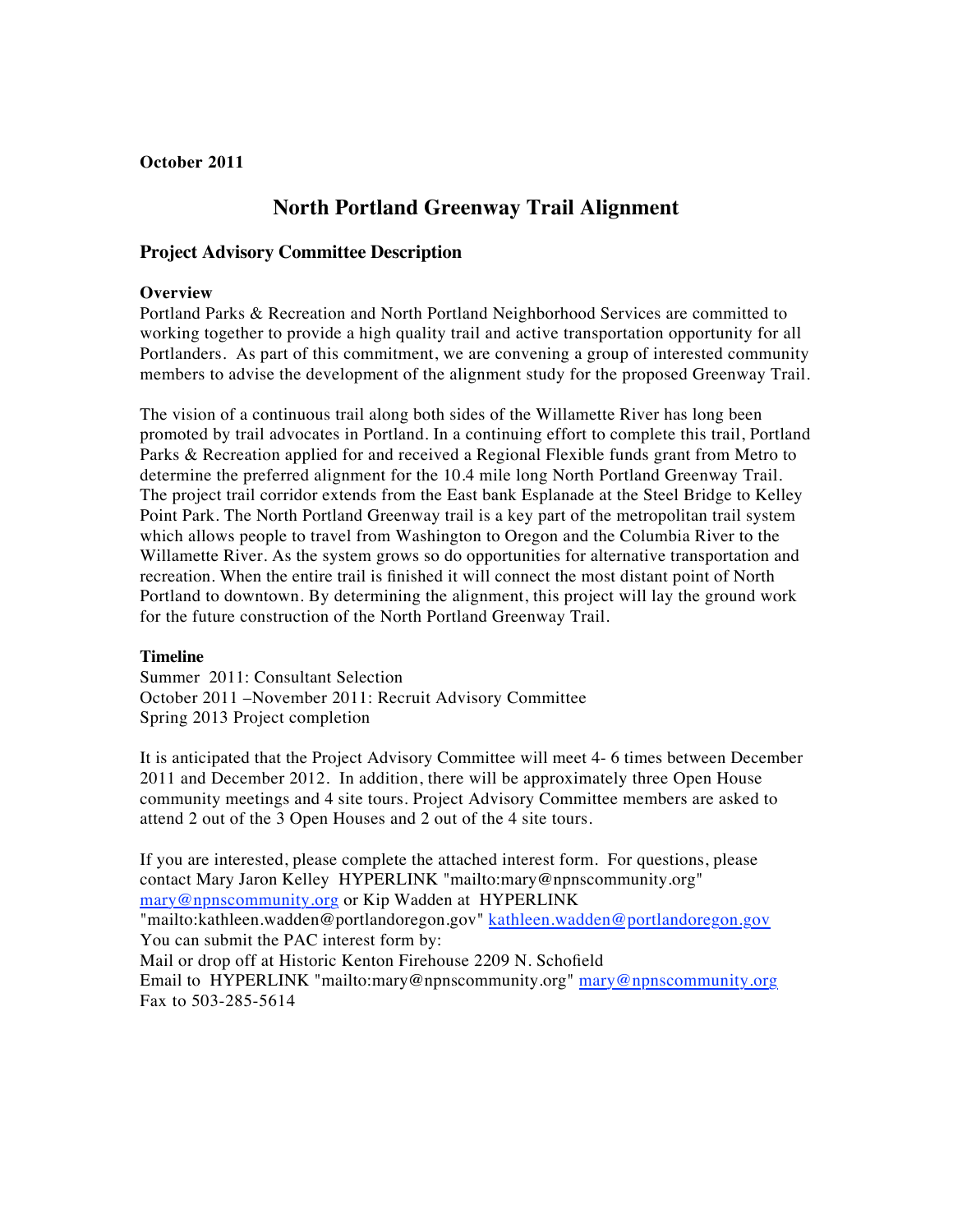**October 2011**

# North Portland Greenway Trail Alignment

## Project Advisory Committee Description

### Overview

Portland Parks & Recreation and North Portland Neighborhood Services are committed to working together to provide a high quality trail and active transportation opportunity for all Portlanders. As part of this commitment, we are convening a group of interested community members to advise the development of the alignment study for the proposed Greenway Trail.

The vision of a continuous trail along both sides of the Willamette River has long been promoted by trail advocates in Portland. In a continuing effort to complete this trail, Portland Parks & Recreation applied for and received a Regional Flexible funds grant from Metro to determine the preferred alignment for the 10.4 mile long North Portland Greenway Trail. The project trail corridor extends from the East bank Esplanade at the Steel Bridge to Kelley Point Park. The North Portland Greenway trail is a key part of the metropolitan trail system which allows people to travel from Washington to Oregon and the Columbia River to the Willamette River. As the system grows so do opportunities for alternative transportation and recreation. When the entire trail is finished it will connect the most distant point of North Portland to downtown. By determining the alignment, this project will lay the ground work for the future construction of the North Portland Greenway Trail.

### Timeline

Summer 2011: Consultant Selection
October 2011 –November 2011: Recruit Advisory Committee
Spring 2013 Project completion

It is anticipated that the Project Advisory Committee will meet 4- 6 times between December 2011 and December 2012. In addition, there will be approximately three Open House community meetings and 4 site tours. Project Advisory Committee members are asked to attend 2 out of the 3 Open Houses and 2 out of the 4 site tours.

If you are interested, please complete the attached interest form. For questions, please contact Mary Jaron Kelley HYPERLINK "mailto:mary@npnscommunity.org" mary@npnscommunity.org or Kip Wadden at HYPERLINK "mailto:kathleen.wadden@portlandoregon.gov" kathleen.wadden@portlandoregon.gov
You can submit the PAC interest form by:
Mail or drop off at Historic Kenton Firehouse 2209 N. Schofield
Email to HYPERLINK "mailto:mary@npnscommunity.org" mary@npnscommunity.org
Fax to 503-285-5614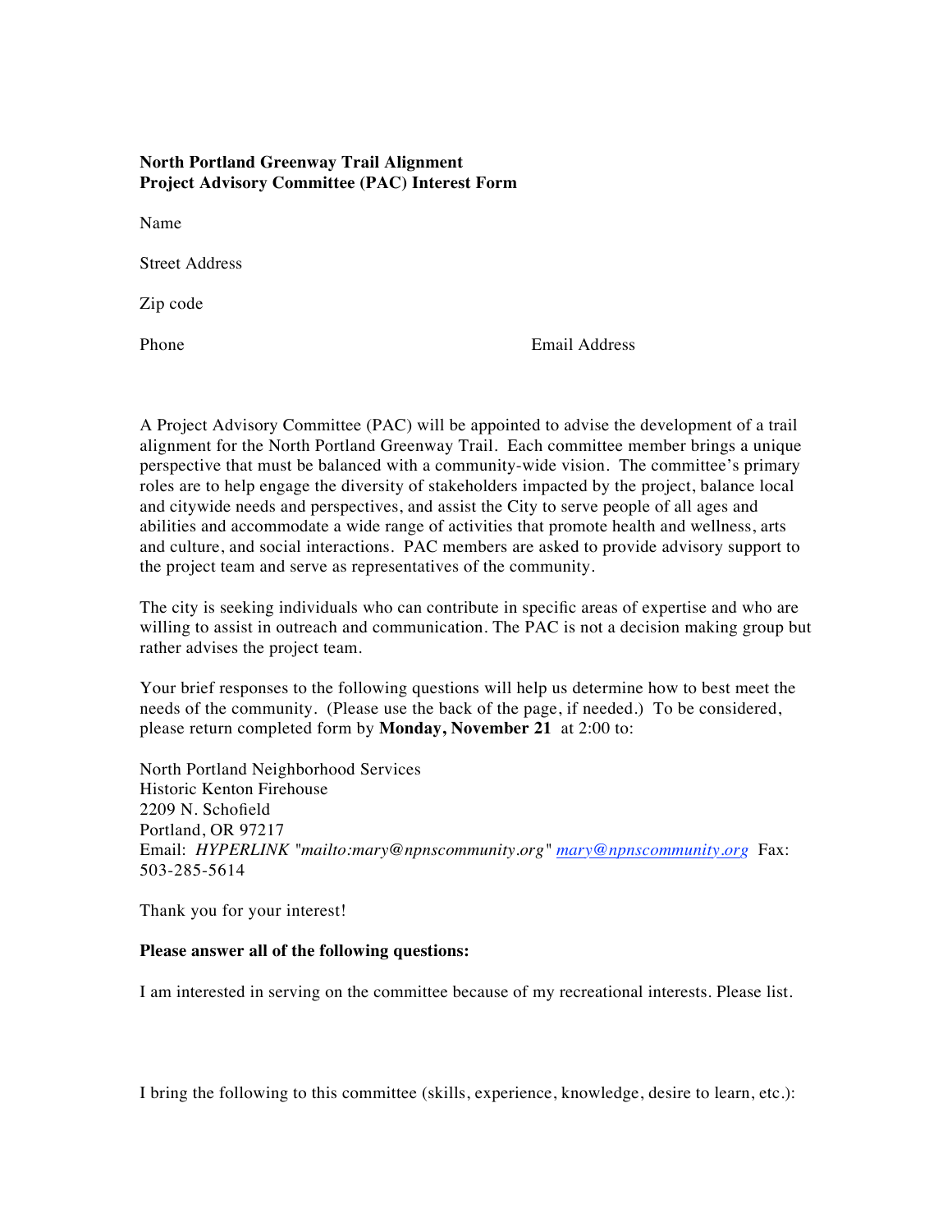**North Portland Greenway Trail Alignment**
**Project Advisory Committee (PAC) Interest Form**

Name

Street Address

Zip code

Phone                                                                 Email Address

A Project Advisory Committee (PAC) will be appointed to advise the development of a trail alignment for the North Portland Greenway Trail. Each committee member brings a unique perspective that must be balanced with a community-wide vision. The committee's primary roles are to help engage the diversity of stakeholders impacted by the project, balance local and citywide needs and perspectives, and assist the City to serve people of all ages and abilities and accommodate a wide range of activities that promote health and wellness, arts and culture, and social interactions. PAC members are asked to provide advisory support to the project team and serve as representatives of the community.

The city is seeking individuals who can contribute in specific areas of expertise and who are willing to assist in outreach and communication. The PAC is not a decision making group but rather advises the project team.

Your brief responses to the following questions will help us determine how to best meet the needs of the community. (Please use the back of the page, if needed.) To be considered, please return completed form by **Monday, November 21** at 2:00 to:

North Portland Neighborhood Services
Historic Kenton Firehouse
2209 N. Schofield
Portland, OR 97217
Email: *HYPERLINK "mailto:mary@npnscommunity.org"* [mary@npnscommunity.org](mailto:mary@npnscommunity.org) Fax: 503-285-5614

Thank you for your interest!

**Please answer all of the following questions:**

I am interested in serving on the committee because of my recreational interests. Please list.

I bring the following to this committee (skills, experience, knowledge, desire to learn, etc.):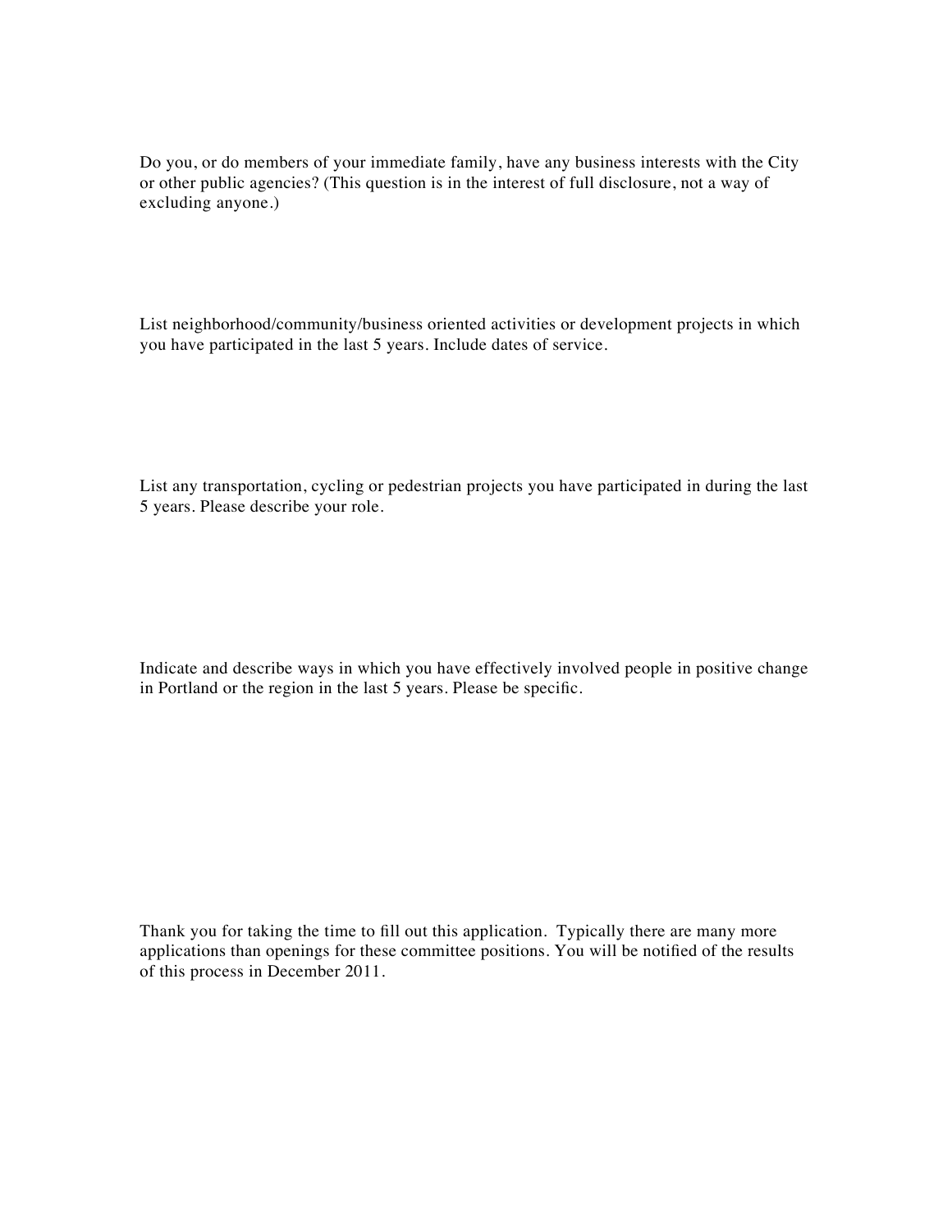Do you, or do members of your immediate family, have any business interests with the City or other public agencies? (This question is in the interest of full disclosure, not a way of excluding anyone.)

List neighborhood/community/business oriented activities or development projects in which you have participated in the last 5 years. Include dates of service.

List any transportation, cycling or pedestrian projects you have participated in during the last 5 years. Please describe your role.

Indicate and describe ways in which you have effectively involved people in positive change in Portland or the region in the last 5 years. Please be specific.

Thank you for taking the time to fill out this application. Typically there are many more applications than openings for these committee positions. You will be notified of the results of this process in December 2011.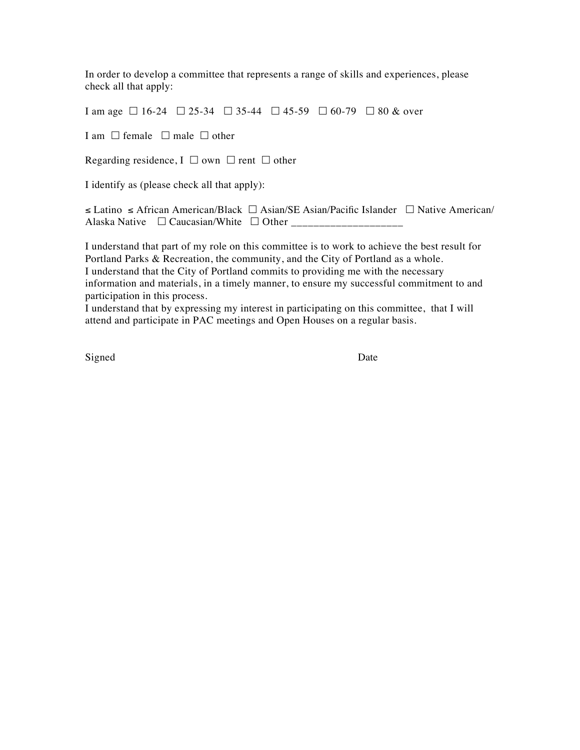In order to develop a committee that represents a range of skills and experiences, please check all that apply:

I am age ☐ 16-24 ☐ 25-34 ☐ 35-44 ☐ 45-59 ☐ 60-79 ☐ 80 & over

I am ☐ female ☐ male ☐ other

Regarding residence, I ☐ own ☐ rent ☐ other

I identify as (please check all that apply):

≤ Latino ≤ African American/Black ☐ Asian/SE Asian/Pacific Islander ☐ Native American/ Alaska Native ☐ Caucasian/White ☐ Other ___________________

I understand that part of my role on this committee is to work to achieve the best result for Portland Parks & Recreation, the community, and the City of Portland as a whole.
I understand that the City of Portland commits to providing me with the necessary information and materials, in a timely manner, to ensure my successful commitment to and participation in this process.
I understand that by expressing my interest in participating on this committee, that I will attend and participate in PAC meetings and Open Houses on a regular basis.

Signed Date